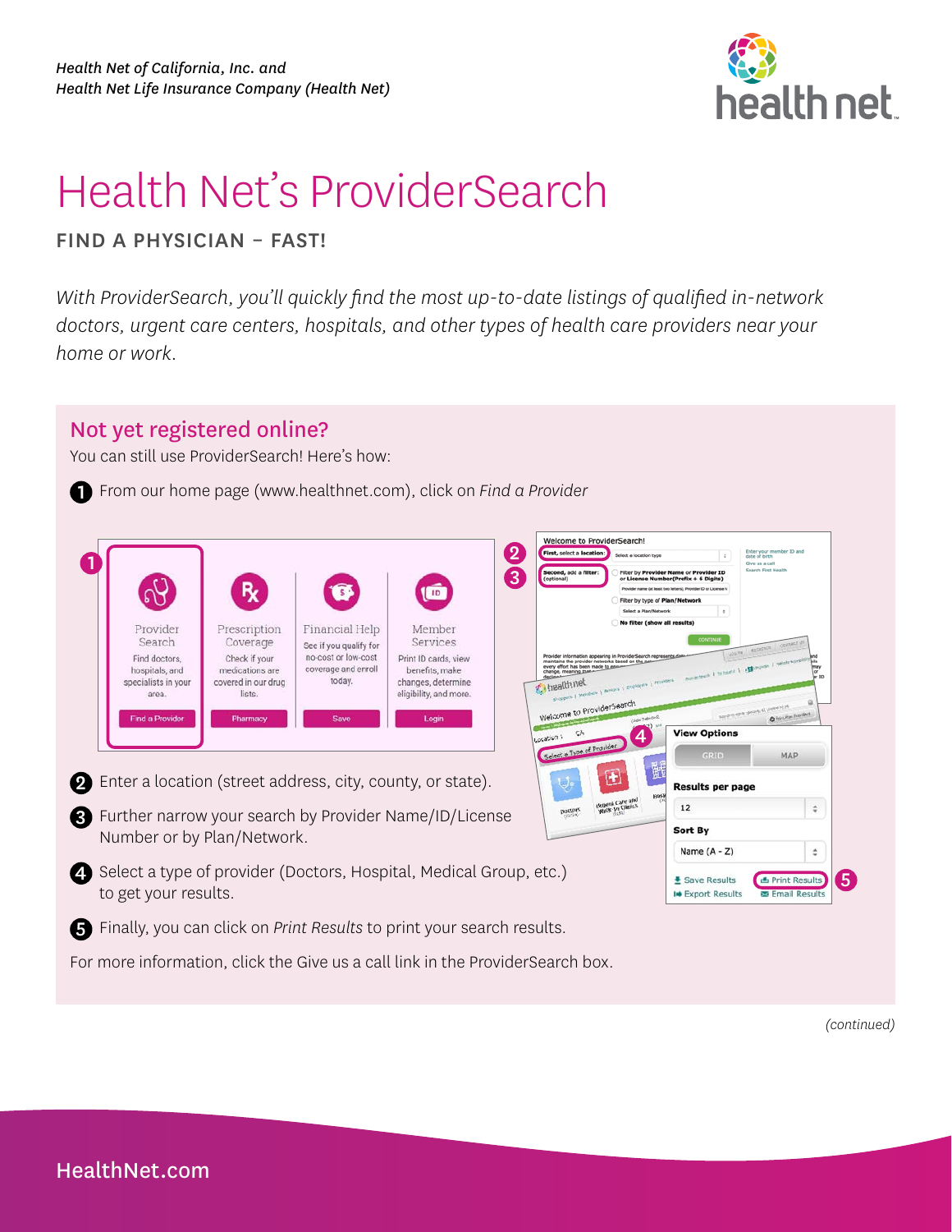*Health Net of California, Inc. and*
*Health Net Life Insurance Company (Health Net)*

# Health Net's ProviderSearch

## FIND A PHYSICIAN – FAST!

*With ProviderSearch, you'll quickly find the most up-to-date listings of qualified in-network doctors, urgent care centers, hospitals, and other types of health care providers near your home or work.*

## Not yet registered online?

You can still use ProviderSearch! Here's how:

1. From our home page (www.healthnet.com), click on *Find a Provider*
2. Enter a location (street address, city, county, or state).
3. Further narrow your search by Provider Name/ID/License Number or by Plan/Network.
4. Select a type of provider (Doctors, Hospital, Medical Group, etc.) to get your results.
5. Finally, you can click on *Print Results* to print your search results.

For more information, click the Give us a call link in the ProviderSearch box.

*(continued)*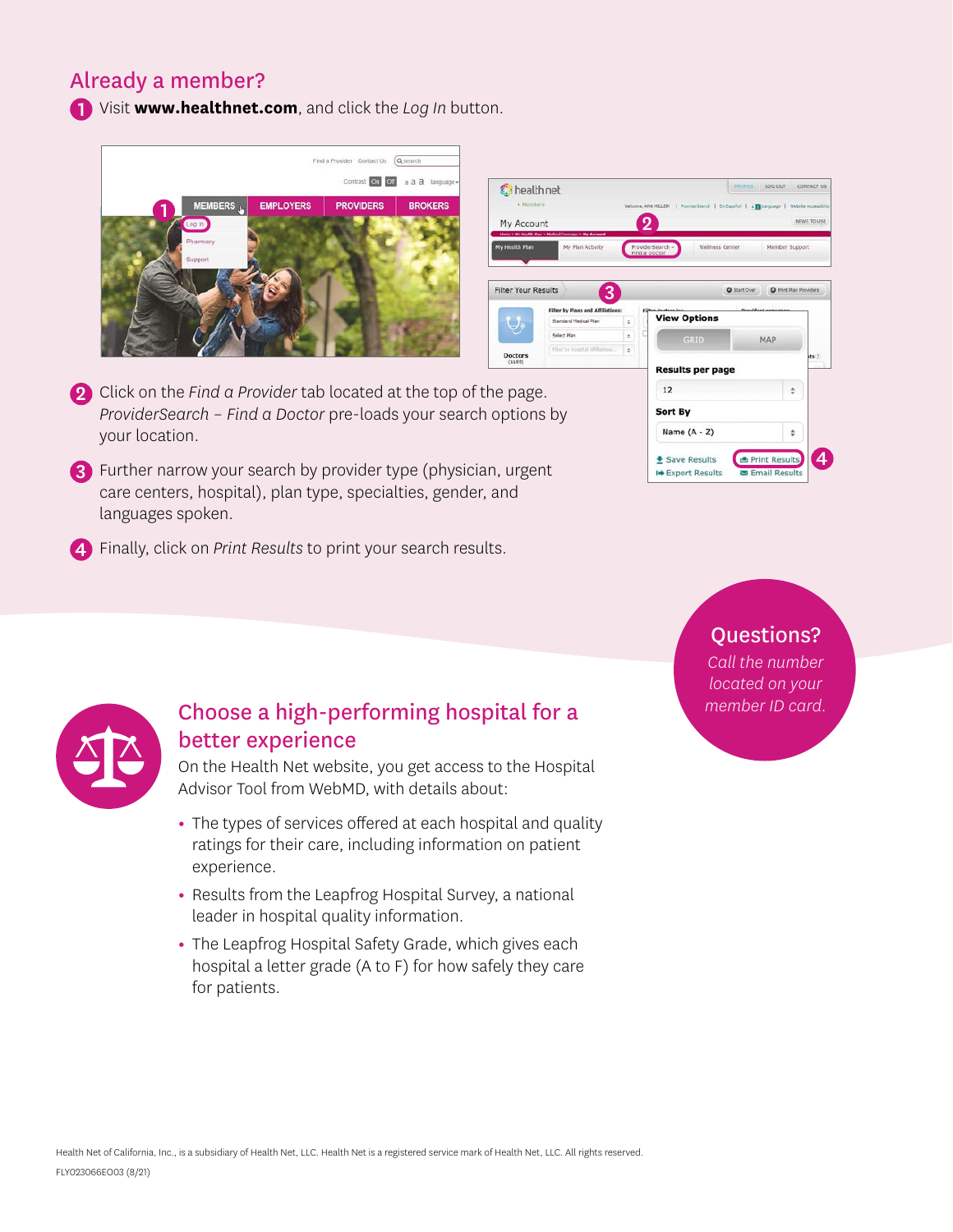## Already a member?

1. Visit **www.healthnet.com**, and click the *Log In* button.

2. Click on the *Find a Provider* tab located at the top of the page. *ProviderSearch – Find a Doctor* pre-loads your search options by your location.

3. Further narrow your search by provider type (physician, urgent care centers, hospital), plan type, specialties, gender, and languages spoken.

4. Finally, click on *Print Results* to print your search results.

## Questions?

*Call the number located on your member ID card.*

## Choose a high-performing hospital for a better experience

On the Health Net website, you get access to the Hospital Advisor Tool from WebMD, with details about:

- The types of services offered at each hospital and quality ratings for their care, including information on patient experience.
- Results from the Leapfrog Hospital Survey, a national leader in hospital quality information.
- The Leapfrog Hospital Safety Grade, which gives each hospital a letter grade (A to F) for how safely they care for patients.

Health Net of California, Inc., is a subsidiary of Health Net, LLC. Health Net is a registered service mark of Health Net, LLC. All rights reserved.

FLY023066EO03 (8/21)